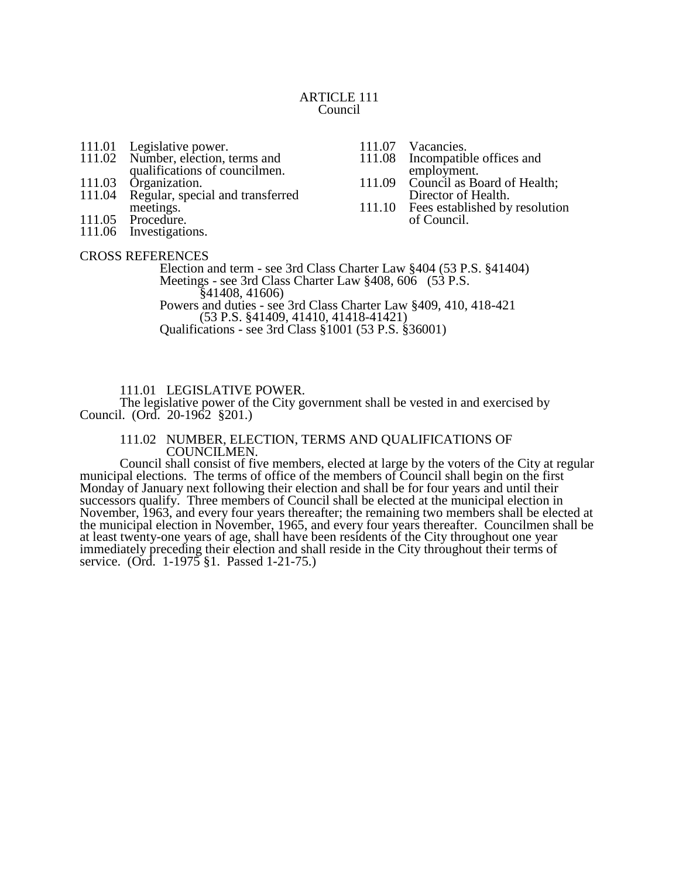# ARTICLE 111
## Council

- 111.01 Legislative power.
- 111.02 Number, election, terms and qualifications of councilmen.
- 111.03 Organization.
- 111.04 Regular, special and transferred meetings.
- 111.05 Procedure.
- 111.06 Investigations.
- 111.07 Vacancies.
- 111.08 Incompatible offices and employment.
- 111.09 Council as Board of Health; Director of Health.
- 111.10 Fees established by resolution of Council.

CROSS REFERENCES

Election and term - see 3rd Class Charter Law §404 (53 P.S. §41404)
Meetings - see 3rd Class Charter Law §408, 606 (53 P.S. §41408, 41606)
Powers and duties - see 3rd Class Charter Law §409, 410, 418-421 (53 P.S. §41409, 41410, 41418-41421)
Qualifications - see 3rd Class §1001 (53 P.S. §36001)

### 111.01 LEGISLATIVE POWER.

The legislative power of the City government shall be vested in and exercised by Council. (Ord. 20-1962 §201.)

### 111.02 NUMBER, ELECTION, TERMS AND QUALIFICATIONS OF COUNCILMEN.

Council shall consist of five members, elected at large by the voters of the City at regular municipal elections. The terms of office of the members of Council shall begin on the first Monday of January next following their election and shall be for four years and until their successors qualify. Three members of Council shall be elected at the municipal election in November, 1963, and every four years thereafter; the remaining two members shall be elected at the municipal election in November, 1965, and every four years thereafter. Councilmen shall be at least twenty-one years of age, shall have been residents of the City throughout one year immediately preceding their election and shall reside in the City throughout their terms of service. (Ord. 1-1975 §1. Passed 1-21-75.)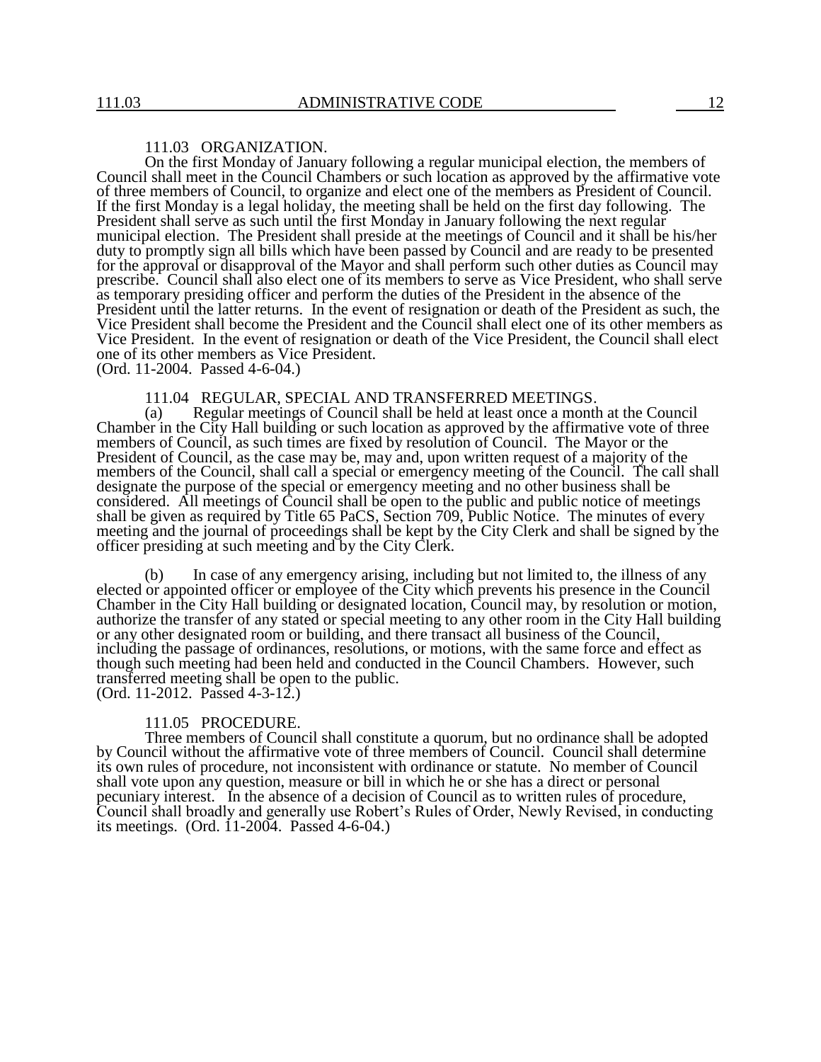### 111.03 ORGANIZATION.

On the first Monday of January following a regular municipal election, the members of Council shall meet in the Council Chambers or such location as approved by the affirmative vote of three members of Council, to organize and elect one of the members as President of Council. If the first Monday is a legal holiday, the meeting shall be held on the first day following. The President shall serve as such until the first Monday in January following the next regular municipal election. The President shall preside at the meetings of Council and it shall be his/her duty to promptly sign all bills which have been passed by Council and are ready to be presented for the approval or disapproval of the Mayor and shall perform such other duties as Council may prescribe. Council shall also elect one of its members to serve as Vice President, who shall serve as temporary presiding officer and perform the duties of the President in the absence of the President until the latter returns. In the event of resignation or death of the President as such, the Vice President shall become the President and the Council shall elect one of its other members as Vice President. In the event of resignation or death of the Vice President, the Council shall elect one of its other members as Vice President.
(Ord. 11-2004. Passed 4-6-04.)

### 111.04 REGULAR, SPECIAL AND TRANSFERRED MEETINGS.

(a) Regular meetings of Council shall be held at least once a month at the Council Chamber in the City Hall building or such location as approved by the affirmative vote of three members of Council, as such times are fixed by resolution of Council. The Mayor or the President of Council, as the case may be, may and, upon written request of a majority of the members of the Council, shall call a special or emergency meeting of the Council. The call shall designate the purpose of the special or emergency meeting and no other business shall be considered. All meetings of Council shall be open to the public and public notice of meetings shall be given as required by Title 65 PaCS, Section 709, Public Notice. The minutes of every meeting and the journal of proceedings shall be kept by the City Clerk and shall be signed by the officer presiding at such meeting and by the City Clerk.

(b) In case of any emergency arising, including but not limited to, the illness of any elected or appointed officer or employee of the City which prevents his presence in the Council Chamber in the City Hall building or designated location, Council may, by resolution or motion, authorize the transfer of any stated or special meeting to any other room in the City Hall building or any other designated room or building, and there transact all business of the Council, including the passage of ordinances, resolutions, or motions, with the same force and effect as though such meeting had been held and conducted in the Council Chambers. However, such transferred meeting shall be open to the public.
(Ord. 11-2012. Passed 4-3-12.)

### 111.05 PROCEDURE.

Three members of Council shall constitute a quorum, but no ordinance shall be adopted by Council without the affirmative vote of three members of Council. Council shall determine its own rules of procedure, not inconsistent with ordinance or statute. No member of Council shall vote upon any question, measure or bill in which he or she has a direct or personal pecuniary interest. In the absence of a decision of Council as to written rules of procedure, Council shall broadly and generally use Robert's Rules of Order, Newly Revised, in conducting its meetings. (Ord. 11-2004. Passed 4-6-04.)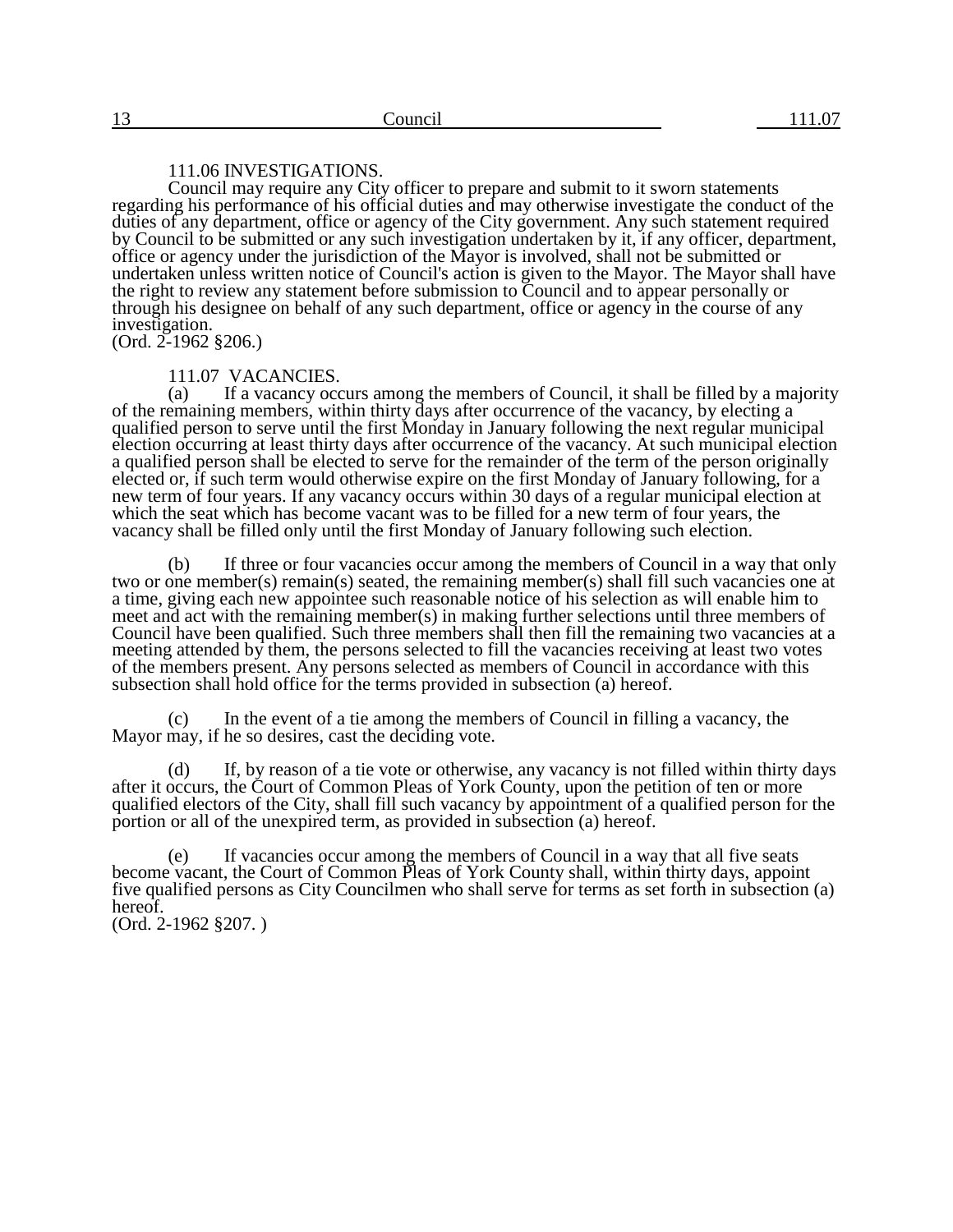## 111.06 INVESTIGATIONS.

Council may require any City officer to prepare and submit to it sworn statements regarding his performance of his official duties and may otherwise investigate the conduct of the duties of any department, office or agency of the City government. Any such statement required by Council to be submitted or any such investigation undertaken by it, if any officer, department, office or agency under the jurisdiction of the Mayor is involved, shall not be submitted or undertaken unless written notice of Council's action is given to the Mayor. The Mayor shall have the right to review any statement before submission to Council and to appear personally or through his designee on behalf of any such department, office or agency in the course of any investigation.
(Ord. 2-1962 §206.)

## 111.07 VACANCIES.

(a) If a vacancy occurs among the members of Council, it shall be filled by a majority of the remaining members, within thirty days after occurrence of the vacancy, by electing a qualified person to serve until the first Monday in January following the next regular municipal election occurring at least thirty days after occurrence of the vacancy. At such municipal election a qualified person shall be elected to serve for the remainder of the term of the person originally elected or, if such term would otherwise expire on the first Monday of January following, for a new term of four years. If any vacancy occurs within 30 days of a regular municipal election at which the seat which has become vacant was to be filled for a new term of four years, the vacancy shall be filled only until the first Monday of January following such election.

(b) If three or four vacancies occur among the members of Council in a way that only two or one member(s) remain(s) seated, the remaining member(s) shall fill such vacancies one at a time, giving each new appointee such reasonable notice of his selection as will enable him to meet and act with the remaining member(s) in making further selections until three members of Council have been qualified. Such three members shall then fill the remaining two vacancies at a meeting attended by them, the persons selected to fill the vacancies receiving at least two votes of the members present. Any persons selected as members of Council in accordance with this subsection shall hold office for the terms provided in subsection (a) hereof.

(c) In the event of a tie among the members of Council in filling a vacancy, the Mayor may, if he so desires, cast the deciding vote.

(d) If, by reason of a tie vote or otherwise, any vacancy is not filled within thirty days after it occurs, the Court of Common Pleas of York County, upon the petition of ten or more qualified electors of the City, shall fill such vacancy by appointment of a qualified person for the portion or all of the unexpired term, as provided in subsection (a) hereof.

(e) If vacancies occur among the members of Council in a way that all five seats become vacant, the Court of Common Pleas of York County shall, within thirty days, appoint five qualified persons as City Councilmen who shall serve for terms as set forth in subsection (a) hereof.
(Ord. 2-1962 §207. )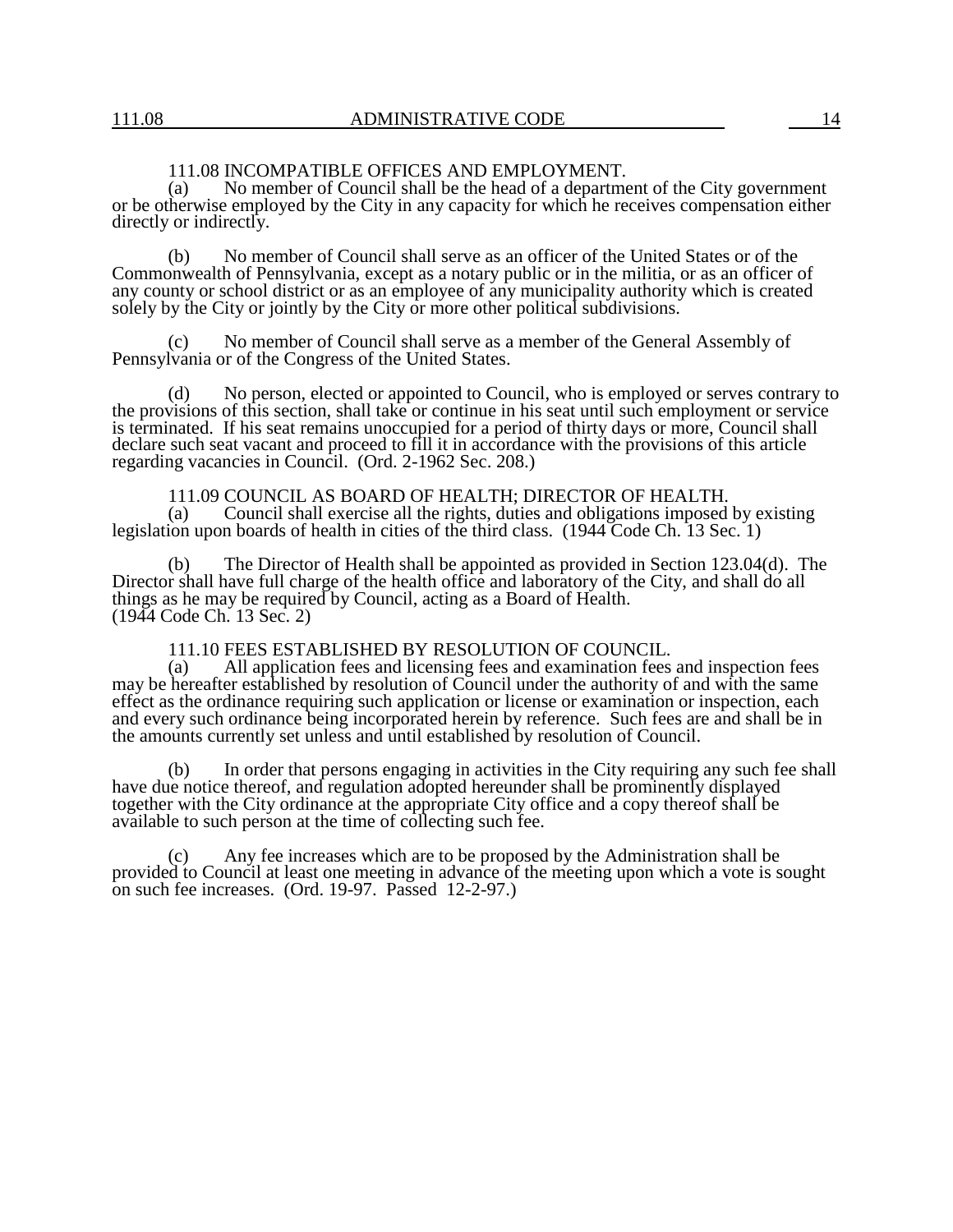### 111.08 INCOMPATIBLE OFFICES AND EMPLOYMENT.

(a) No member of Council shall be the head of a department of the City government or be otherwise employed by the City in any capacity for which he receives compensation either directly or indirectly.

(b) No member of Council shall serve as an officer of the United States or of the Commonwealth of Pennsylvania, except as a notary public or in the militia, or as an officer of any county or school district or as an employee of any municipality authority which is created solely by the City or jointly by the City or more other political subdivisions.

(c) No member of Council shall serve as a member of the General Assembly of Pennsylvania or of the Congress of the United States.

(d) No person, elected or appointed to Council, who is employed or serves contrary to the provisions of this section, shall take or continue in his seat until such employment or service is terminated. If his seat remains unoccupied for a period of thirty days or more, Council shall declare such seat vacant and proceed to fill it in accordance with the provisions of this article regarding vacancies in Council. (Ord. 2-1962 Sec. 208.)

### 111.09 COUNCIL AS BOARD OF HEALTH; DIRECTOR OF HEALTH.

(a) Council shall exercise all the rights, duties and obligations imposed by existing legislation upon boards of health in cities of the third class. (1944 Code Ch. 13 Sec. 1)

(b) The Director of Health shall be appointed as provided in Section 123.04(d). The Director shall have full charge of the health office and laboratory of the City, and shall do all things as he may be required by Council, acting as a Board of Health. (1944 Code Ch. 13 Sec. 2)

### 111.10 FEES ESTABLISHED BY RESOLUTION OF COUNCIL.

(a) All application fees and licensing fees and examination fees and inspection fees may be hereafter established by resolution of Council under the authority of and with the same effect as the ordinance requiring such application or license or examination or inspection, each and every such ordinance being incorporated herein by reference. Such fees are and shall be in the amounts currently set unless and until established by resolution of Council.

(b) In order that persons engaging in activities in the City requiring any such fee shall have due notice thereof, and regulation adopted hereunder shall be prominently displayed together with the City ordinance at the appropriate City office and a copy thereof shall be available to such person at the time of collecting such fee.

(c) Any fee increases which are to be proposed by the Administration shall be provided to Council at least one meeting in advance of the meeting upon which a vote is sought on such fee increases. (Ord. 19-97. Passed 12-2-97.)